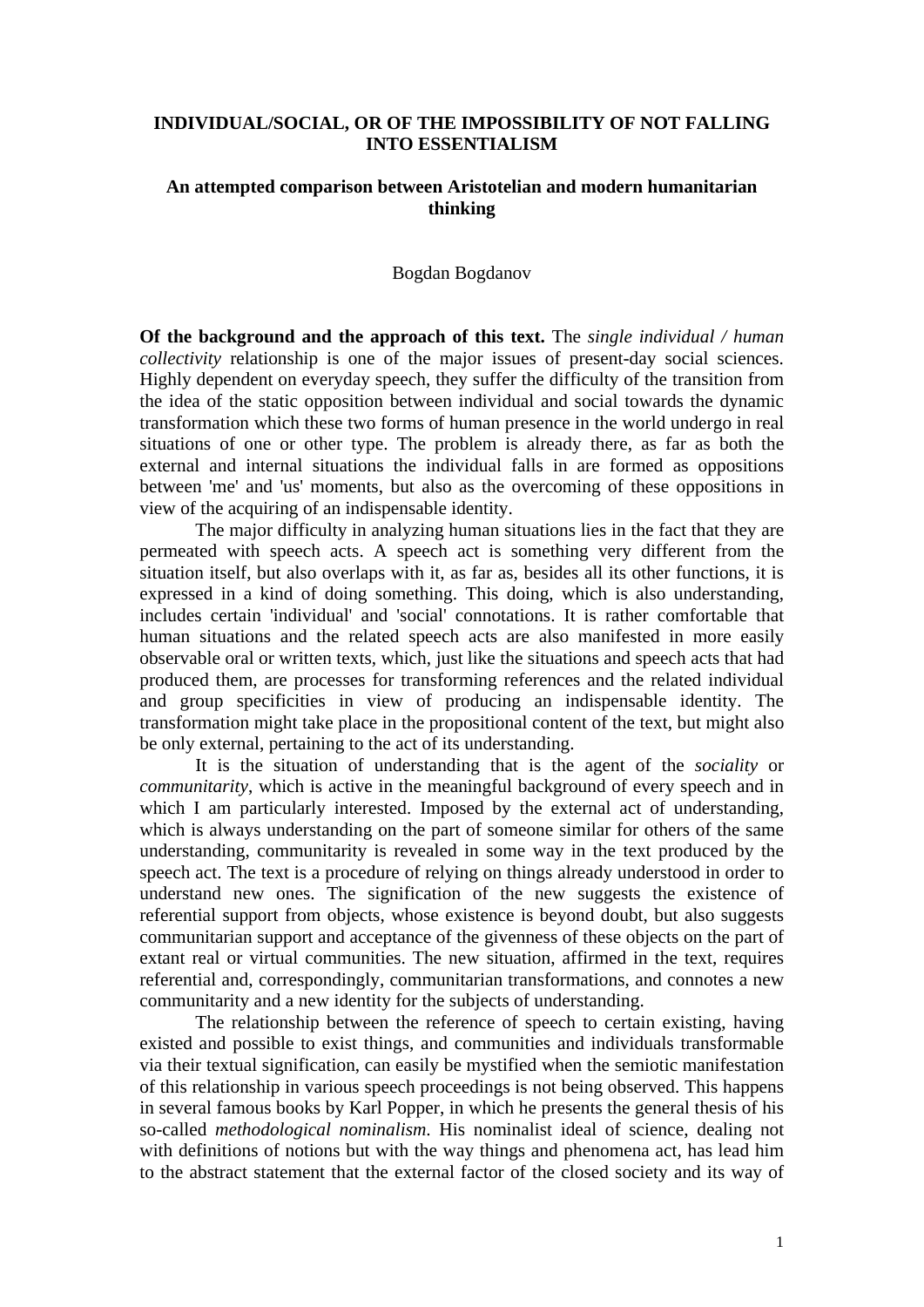# INDIVIDUAL/SOCIAL, OR OF THE IMPOSSIBILITY OF NOT FALLING INTO ESSENTIALISM

## An attempted comparison between Aristotelian and modern humanitarian thinking

Bogdan Bogdanov

**Of the background and the approach of this text.** The *single individual / human collectivity* relationship is one of the major issues of present-day social sciences. Highly dependent on everyday speech, they suffer the difficulty of the transition from the idea of the static opposition between individual and social towards the dynamic transformation which these two forms of human presence in the world undergo in real situations of one or other type. The problem is already there, as far as both the external and internal situations the individual falls in are formed as oppositions between 'me' and 'us' moments, but also as the overcoming of these oppositions in view of the acquiring of an indispensable identity.

The major difficulty in analyzing human situations lies in the fact that they are permeated with speech acts. A speech act is something very different from the situation itself, but also overlaps with it, as far as, besides all its other functions, it is expressed in a kind of doing something. This doing, which is also understanding, includes certain 'individual' and 'social' connotations. It is rather comfortable that human situations and the related speech acts are also manifested in more easily observable oral or written texts, which, just like the situations and speech acts that had produced them, are processes for transforming references and the related individual and group specificities in view of producing an indispensable identity. The transformation might take place in the propositional content of the text, but might also be only external, pertaining to the act of its understanding.

It is the situation of understanding that is the agent of the *sociality* or *communitarity*, which is active in the meaningful background of every speech and in which I am particularly interested. Imposed by the external act of understanding, which is always understanding on the part of someone similar for others of the same understanding, communitarity is revealed in some way in the text produced by the speech act. The text is a procedure of relying on things already understood in order to understand new ones. The signification of the new suggests the existence of referential support from objects, whose existence is beyond doubt, but also suggests communitarian support and acceptance of the givenness of these objects on the part of extant real or virtual communities. The new situation, affirmed in the text, requires referential and, correspondingly, communitarian transformations, and connotes a new communitarity and a new identity for the subjects of understanding.

The relationship between the reference of speech to certain existing, having existed and possible to exist things, and communities and individuals transformable via their textual signification, can easily be mystified when the semiotic manifestation of this relationship in various speech proceedings is not being observed. This happens in several famous books by Karl Popper, in which he presents the general thesis of his so-called *methodological nominalism*. His nominalist ideal of science, dealing not with definitions of notions but with the way things and phenomena act, has lead him to the abstract statement that the external factor of the closed society and its way of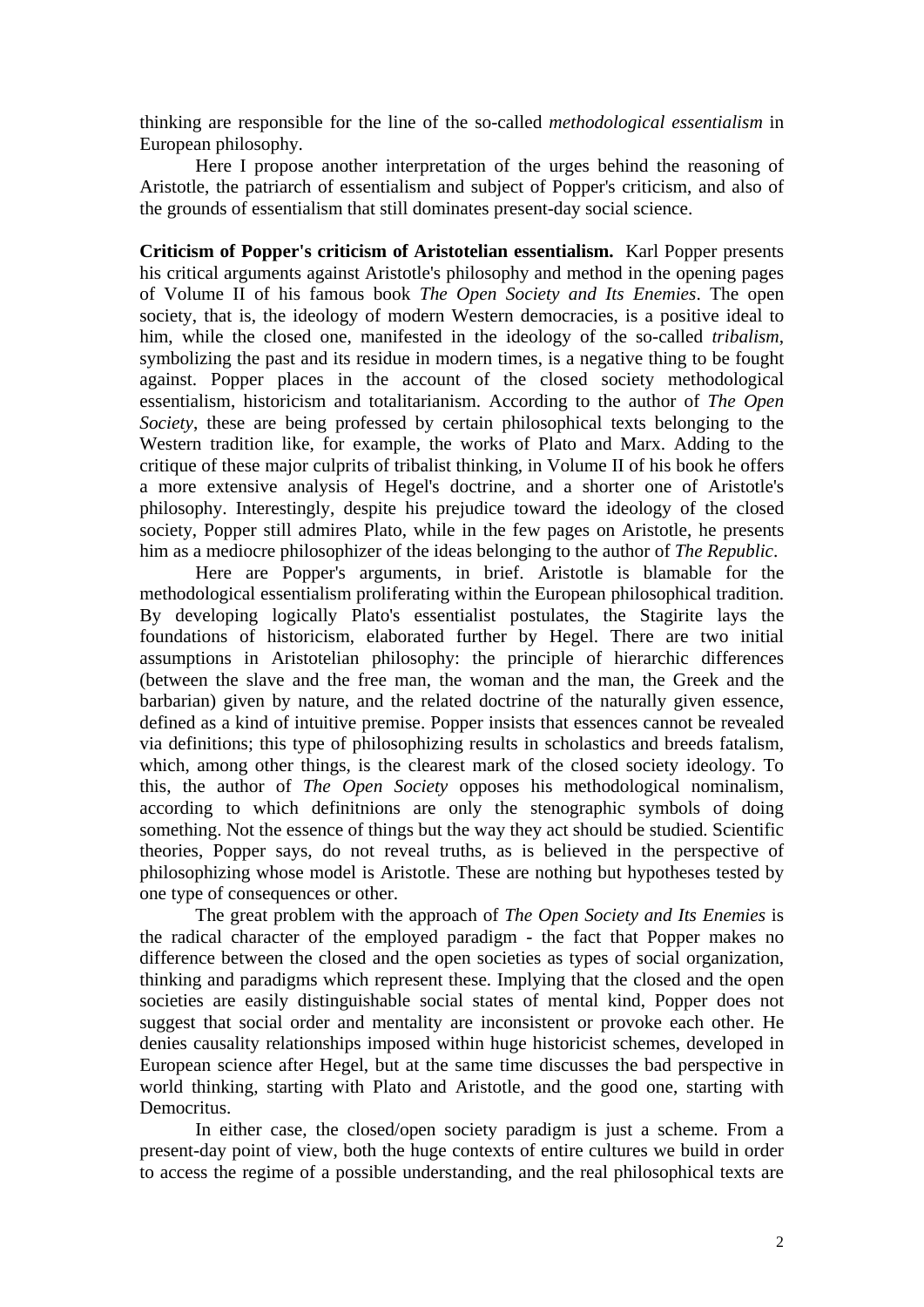thinking are responsible for the line of the so-called *methodological essentialism* in European philosophy.

Here I propose another interpretation of the urges behind the reasoning of Aristotle, the patriarch of essentialism and subject of Popper's criticism, and also of the grounds of essentialism that still dominates present-day social science.

**Criticism of Popper's criticism of Aristotelian essentialism.** Karl Popper presents his critical arguments against Aristotle's philosophy and method in the opening pages of Volume II of his famous book *The Open Society and Its Enemies*. The open society, that is, the ideology of modern Western democracies, is a positive ideal to him, while the closed one, manifested in the ideology of the so-called *tribalism*, symbolizing the past and its residue in modern times, is a negative thing to be fought against. Popper places in the account of the closed society methodological essentialism, historicism and totalitarianism. According to the author of *The Open Society*, these are being professed by certain philosophical texts belonging to the Western tradition like, for example, the works of Plato and Marx. Adding to the critique of these major culprits of tribalist thinking, in Volume II of his book he offers a more extensive analysis of Hegel's doctrine, and a shorter one of Aristotle's philosophy. Interestingly, despite his prejudice toward the ideology of the closed society, Popper still admires Plato, while in the few pages on Aristotle, he presents him as a mediocre philosophizer of the ideas belonging to the author of *The Republic*.

Here are Popper's arguments, in brief. Aristotle is blamable for the methodological essentialism proliferating within the European philosophical tradition. By developing logically Plato's essentialist postulates, the Stagirite lays the foundations of historicism, elaborated further by Hegel. There are two initial assumptions in Aristotelian philosophy: the principle of hierarchic differences (between the slave and the free man, the woman and the man, the Greek and the barbarian) given by nature, and the related doctrine of the naturally given essence, defined as a kind of intuitive premise. Popper insists that essences cannot be revealed via definitions; this type of philosophizing results in scholastics and breeds fatalism, which, among other things, is the clearest mark of the closed society ideology. To this, the author of *The Open Society* opposes his methodological nominalism, according to which definitnions are only the stenographic symbols of doing something. Not the essence of things but the way they act should be studied. Scientific theories, Popper says, do not reveal truths, as is believed in the perspective of philosophizing whose model is Aristotle. These are nothing but hypotheses tested by one type of consequences or other.

The great problem with the approach of *The Open Society and Its Enemies* is the radical character of the employed paradigm - the fact that Popper makes no difference between the closed and the open societies as types of social organization, thinking and paradigms which represent these. Implying that the closed and the open societies are easily distinguishable social states of mental kind, Popper does not suggest that social order and mentality are inconsistent or provoke each other. He denies causality relationships imposed within huge historicist schemes, developed in European science after Hegel, but at the same time discusses the bad perspective in world thinking, starting with Plato and Aristotle, and the good one, starting with Democritus.

In either case, the closed/open society paradigm is just a scheme. From a present-day point of view, both the huge contexts of entire cultures we build in order to access the regime of a possible understanding, and the real philosophical texts are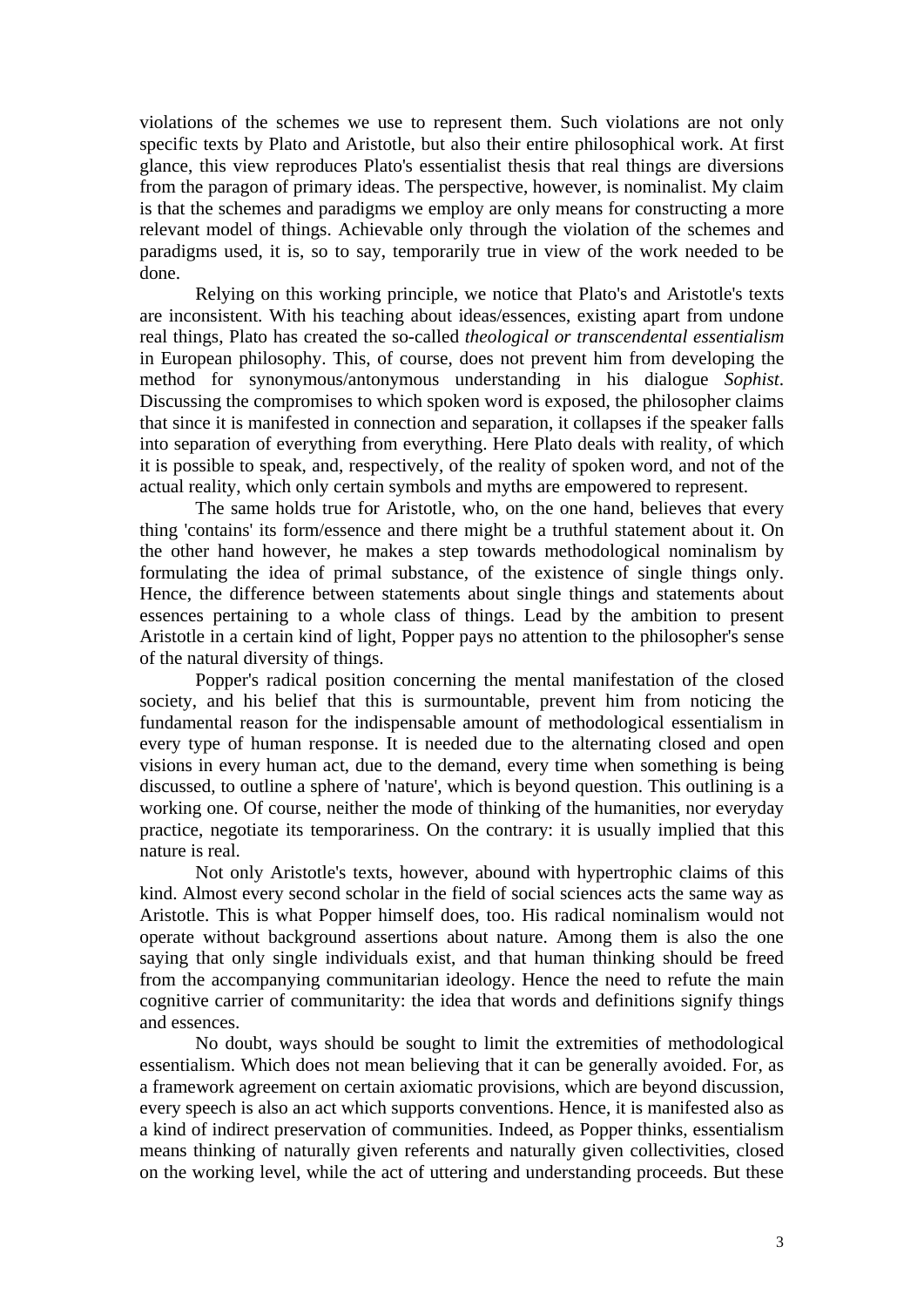violations of the schemes we use to represent them. Such violations are not only specific texts by Plato and Aristotle, but also their entire philosophical work. At first glance, this view reproduces Plato's essentialist thesis that real things are diversions from the paragon of primary ideas. The perspective, however, is nominalist. My claim is that the schemes and paradigms we employ are only means for constructing a more relevant model of things. Achievable only through the violation of the schemes and paradigms used, it is, so to say, temporarily true in view of the work needed to be done.

Relying on this working principle, we notice that Plato's and Aristotle's texts are inconsistent. With his teaching about ideas/essences, existing apart from undone real things, Plato has created the so-called *theological or transcendental essentialism* in European philosophy. This, of course, does not prevent him from developing the method for synonymous/antonymous understanding in his dialogue *Sophist*. Discussing the compromises to which spoken word is exposed, the philosopher claims that since it is manifested in connection and separation, it collapses if the speaker falls into separation of everything from everything. Here Plato deals with reality, of which it is possible to speak, and, respectively, of the reality of spoken word, and not of the actual reality, which only certain symbols and myths are empowered to represent.

The same holds true for Aristotle, who, on the one hand, believes that every thing 'contains' its form/essence and there might be a truthful statement about it. On the other hand however, he makes a step towards methodological nominalism by formulating the idea of primal substance, of the existence of single things only. Hence, the difference between statements about single things and statements about essences pertaining to a whole class of things. Lead by the ambition to present Aristotle in a certain kind of light, Popper pays no attention to the philosopher's sense of the natural diversity of things.

Popper's radical position concerning the mental manifestation of the closed society, and his belief that this is surmountable, prevent him from noticing the fundamental reason for the indispensable amount of methodological essentialism in every type of human response. It is needed due to the alternating closed and open visions in every human act, due to the demand, every time when something is being discussed, to outline a sphere of 'nature', which is beyond question. This outlining is a working one. Of course, neither the mode of thinking of the humanities, nor everyday practice, negotiate its temporariness. On the contrary: it is usually implied that this nature is real.

Not only Aristotle's texts, however, abound with hypertrophic claims of this kind. Almost every second scholar in the field of social sciences acts the same way as Aristotle. This is what Popper himself does, too. His radical nominalism would not operate without background assertions about nature. Among them is also the one saying that only single individuals exist, and that human thinking should be freed from the accompanying communitarian ideology. Hence the need to refute the main cognitive carrier of communitarity: the idea that words and definitions signify things and essences.

No doubt, ways should be sought to limit the extremities of methodological essentialism. Which does not mean believing that it can be generally avoided. For, as a framework agreement on certain axiomatic provisions, which are beyond discussion, every speech is also an act which supports conventions. Hence, it is manifested also as a kind of indirect preservation of communities. Indeed, as Popper thinks, essentialism means thinking of naturally given referents and naturally given collectivities, closed on the working level, while the act of uttering and understanding proceeds. But these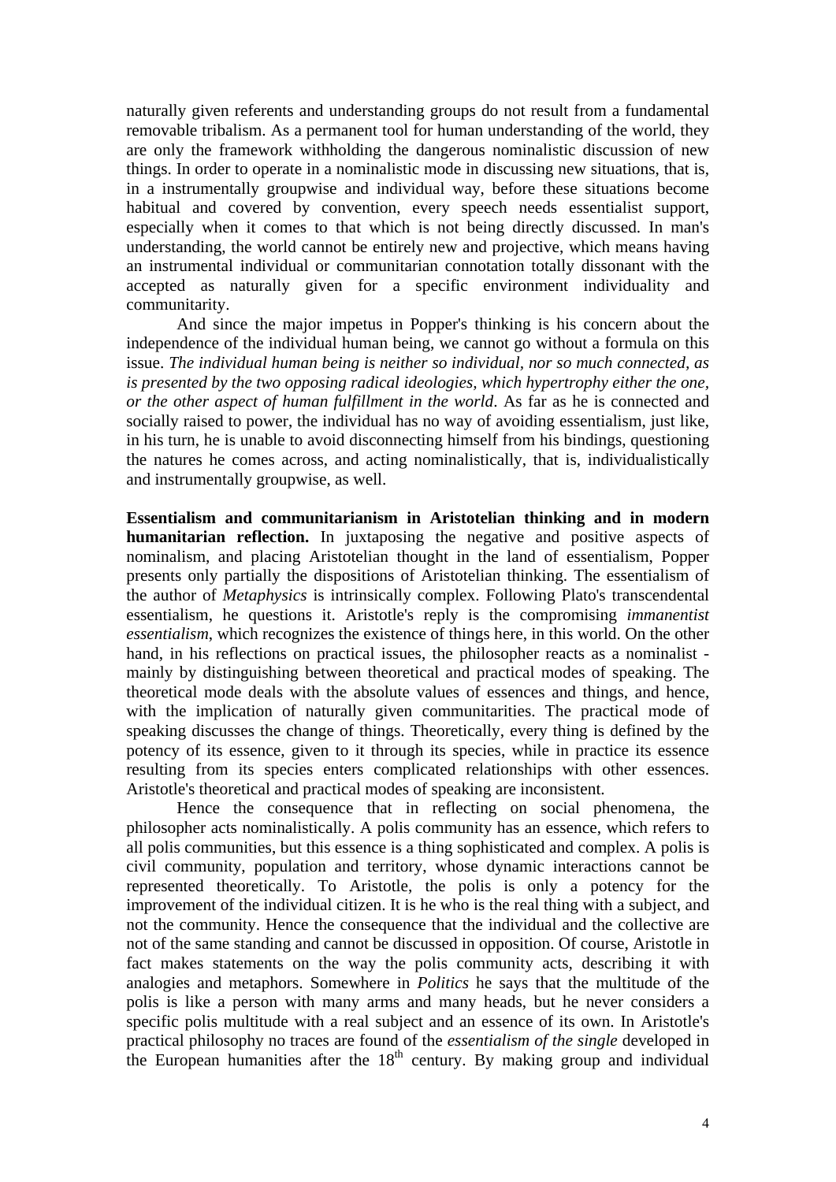naturally given referents and understanding groups do not result from a fundamental removable tribalism. As a permanent tool for human understanding of the world, they are only the framework withholding the dangerous nominalistic discussion of new things. In order to operate in a nominalistic mode in discussing new situations, that is, in a instrumentally groupwise and individual way, before these situations become habitual and covered by convention, every speech needs essentialist support, especially when it comes to that which is not being directly discussed. In man's understanding, the world cannot be entirely new and projective, which means having an instrumental individual or communitarian connotation totally dissonant with the accepted as naturally given for a specific environment individuality and communitarity.

And since the major impetus in Popper's thinking is his concern about the independence of the individual human being, we cannot go without a formula on this issue. *The individual human being is neither so individual, nor so much connected, as is presented by the two opposing radical ideologies, which hypertrophy either the one, or the other aspect of human fulfillment in the world*. As far as he is connected and socially raised to power, the individual has no way of avoiding essentialism, just like, in his turn, he is unable to avoid disconnecting himself from his bindings, questioning the natures he comes across, and acting nominalistically, that is, individualistically and instrumentally groupwise, as well.

**Essentialism and communitarianism in Aristotelian thinking and in modern humanitarian reflection.** In juxtaposing the negative and positive aspects of nominalism, and placing Aristotelian thought in the land of essentialism, Popper presents only partially the dispositions of Aristotelian thinking. The essentialism of the author of *Metaphysics* is intrinsically complex. Following Plato's transcendental essentialism, he questions it. Aristotle's reply is the compromising *immanentist essentialism*, which recognizes the existence of things here, in this world. On the other hand, in his reflections on practical issues, the philosopher reacts as a nominalist - mainly by distinguishing between theoretical and practical modes of speaking. The theoretical mode deals with the absolute values of essences and things, and hence, with the implication of naturally given communitarities. The practical mode of speaking discusses the change of things. Theoretically, every thing is defined by the potency of its essence, given to it through its species, while in practice its essence resulting from its species enters complicated relationships with other essences. Aristotle's theoretical and practical modes of speaking are inconsistent.

Hence the consequence that in reflecting on social phenomena, the philosopher acts nominalistically. A polis community has an essence, which refers to all polis communities, but this essence is a thing sophisticated and complex. A polis is civil community, population and territory, whose dynamic interactions cannot be represented theoretically. To Aristotle, the polis is only a potency for the improvement of the individual citizen. It is he who is the real thing with a subject, and not the community. Hence the consequence that the individual and the collective are not of the same standing and cannot be discussed in opposition. Of course, Aristotle in fact makes statements on the way the polis community acts, describing it with analogies and metaphors. Somewhere in *Politics* he says that the multitude of the polis is like a person with many arms and many heads, but he never considers a specific polis multitude with a real subject and an essence of its own. In Aristotle's practical philosophy no traces are found of the *essentialism of the single* developed in the European humanities after the 18th century. By making group and individual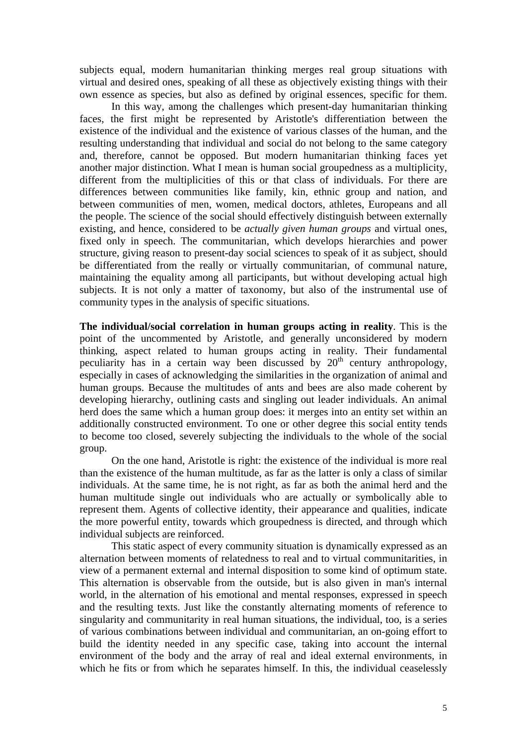subjects equal, modern humanitarian thinking merges real group situations with virtual and desired ones, speaking of all these as objectively existing things with their own essence as species, but also as defined by original essences, specific for them.

In this way, among the challenges which present-day humanitarian thinking faces, the first might be represented by Aristotle's differentiation between the existence of the individual and the existence of various classes of the human, and the resulting understanding that individual and social do not belong to the same category and, therefore, cannot be opposed. But modern humanitarian thinking faces yet another major distinction. What I mean is human social groupedness as a multiplicity, different from the multiplicities of this or that class of individuals. For there are differences between communities like family, kin, ethnic group and nation, and between communities of men, women, medical doctors, athletes, Europeans and all the people. The science of the social should effectively distinguish between externally existing, and hence, considered to be *actually given human groups* and virtual ones, fixed only in speech. The communitarian, which develops hierarchies and power structure, giving reason to present-day social sciences to speak of it as subject, should be differentiated from the really or virtually communitarian, of communal nature, maintaining the equality among all participants, but without developing actual high subjects. It is not only a matter of taxonomy, but also of the instrumental use of community types in the analysis of specific situations.

**The individual/social correlation in human groups acting in reality**. This is the point of the uncommented by Aristotle, and generally unconsidered by modern thinking, aspect related to human groups acting in reality. Their fundamental peculiarity has in a certain way been discussed by 20th century anthropology, especially in cases of acknowledging the similarities in the organization of animal and human groups. Because the multitudes of ants and bees are also made coherent by developing hierarchy, outlining casts and singling out leader individuals. An animal herd does the same which a human group does: it merges into an entity set within an additionally constructed environment. To one or other degree this social entity tends to become too closed, severely subjecting the individuals to the whole of the social group.

On the one hand, Aristotle is right: the existence of the individual is more real than the existence of the human multitude, as far as the latter is only a class of similar individuals. At the same time, he is not right, as far as both the animal herd and the human multitude single out individuals who are actually or symbolically able to represent them. Agents of collective identity, their appearance and qualities, indicate the more powerful entity, towards which groupedness is directed, and through which individual subjects are reinforced.

This static aspect of every community situation is dynamically expressed as an alternation between moments of relatedness to real and to virtual communitarities, in view of a permanent external and internal disposition to some kind of optimum state. This alternation is observable from the outside, but is also given in man's internal world, in the alternation of his emotional and mental responses, expressed in speech and the resulting texts. Just like the constantly alternating moments of reference to singularity and communitarity in real human situations, the individual, too, is a series of various combinations between individual and communitarian, an on-going effort to build the identity needed in any specific case, taking into account the internal environment of the body and the array of real and ideal external environments, in which he fits or from which he separates himself. In this, the individual ceaselessly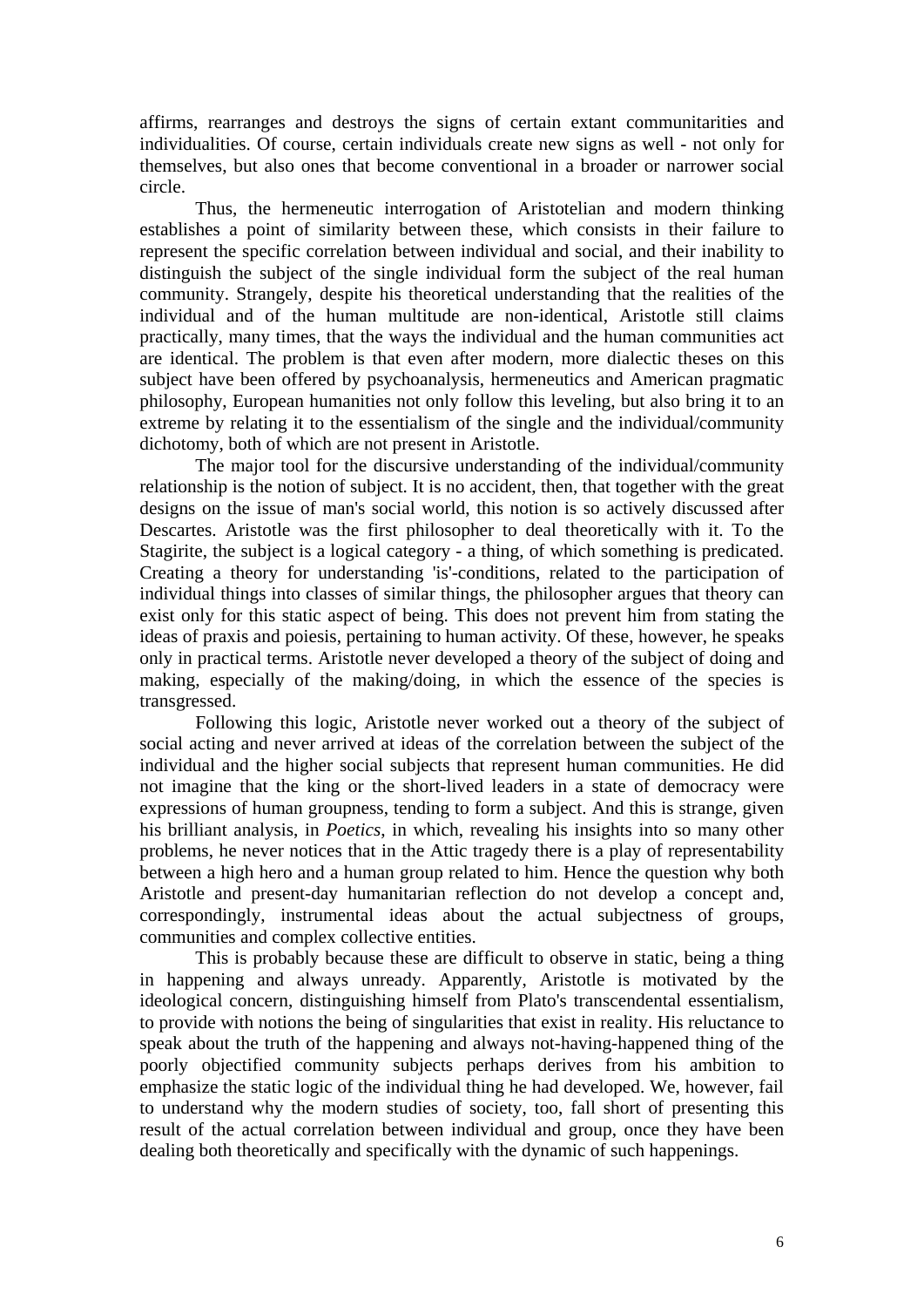affirms, rearranges and destroys the signs of certain extant communitarities and individualities. Of course, certain individuals create new signs as well - not only for themselves, but also ones that become conventional in a broader or narrower social circle.

Thus, the hermeneutic interrogation of Aristotelian and modern thinking establishes a point of similarity between these, which consists in their failure to represent the specific correlation between individual and social, and their inability to distinguish the subject of the single individual form the subject of the real human community. Strangely, despite his theoretical understanding that the realities of the individual and of the human multitude are non-identical, Aristotle still claims practically, many times, that the ways the individual and the human communities act are identical. The problem is that even after modern, more dialectic theses on this subject have been offered by psychoanalysis, hermeneutics and American pragmatic philosophy, European humanities not only follow this leveling, but also bring it to an extreme by relating it to the essentialism of the single and the individual/community dichotomy, both of which are not present in Aristotle.

The major tool for the discursive understanding of the individual/community relationship is the notion of subject. It is no accident, then, that together with the great designs on the issue of man's social world, this notion is so actively discussed after Descartes. Aristotle was the first philosopher to deal theoretically with it. To the Stagirite, the subject is a logical category - a thing, of which something is predicated. Creating a theory for understanding 'is'-conditions, related to the participation of individual things into classes of similar things, the philosopher argues that theory can exist only for this static aspect of being. This does not prevent him from stating the ideas of praxis and poiesis, pertaining to human activity. Of these, however, he speaks only in practical terms. Aristotle never developed a theory of the subject of doing and making, especially of the making/doing, in which the essence of the species is transgressed.

Following this logic, Aristotle never worked out a theory of the subject of social acting and never arrived at ideas of the correlation between the subject of the individual and the higher social subjects that represent human communities. He did not imagine that the king or the short-lived leaders in a state of democracy were expressions of human groupness, tending to form a subject. And this is strange, given his brilliant analysis, in *Poetics*, in which, revealing his insights into so many other problems, he never notices that in the Attic tragedy there is a play of representability between a high hero and a human group related to him. Hence the question why both Aristotle and present-day humanitarian reflection do not develop a concept and, correspondingly, instrumental ideas about the actual subjectness of groups, communities and complex collective entities.

This is probably because these are difficult to observe in static, being a thing in happening and always unready. Apparently, Aristotle is motivated by the ideological concern, distinguishing himself from Plato's transcendental essentialism, to provide with notions the being of singularities that exist in reality. His reluctance to speak about the truth of the happening and always not-having-happened thing of the poorly objectified community subjects perhaps derives from his ambition to emphasize the static logic of the individual thing he had developed. We, however, fail to understand why the modern studies of society, too, fall short of presenting this result of the actual correlation between individual and group, once they have been dealing both theoretically and specifically with the dynamic of such happenings.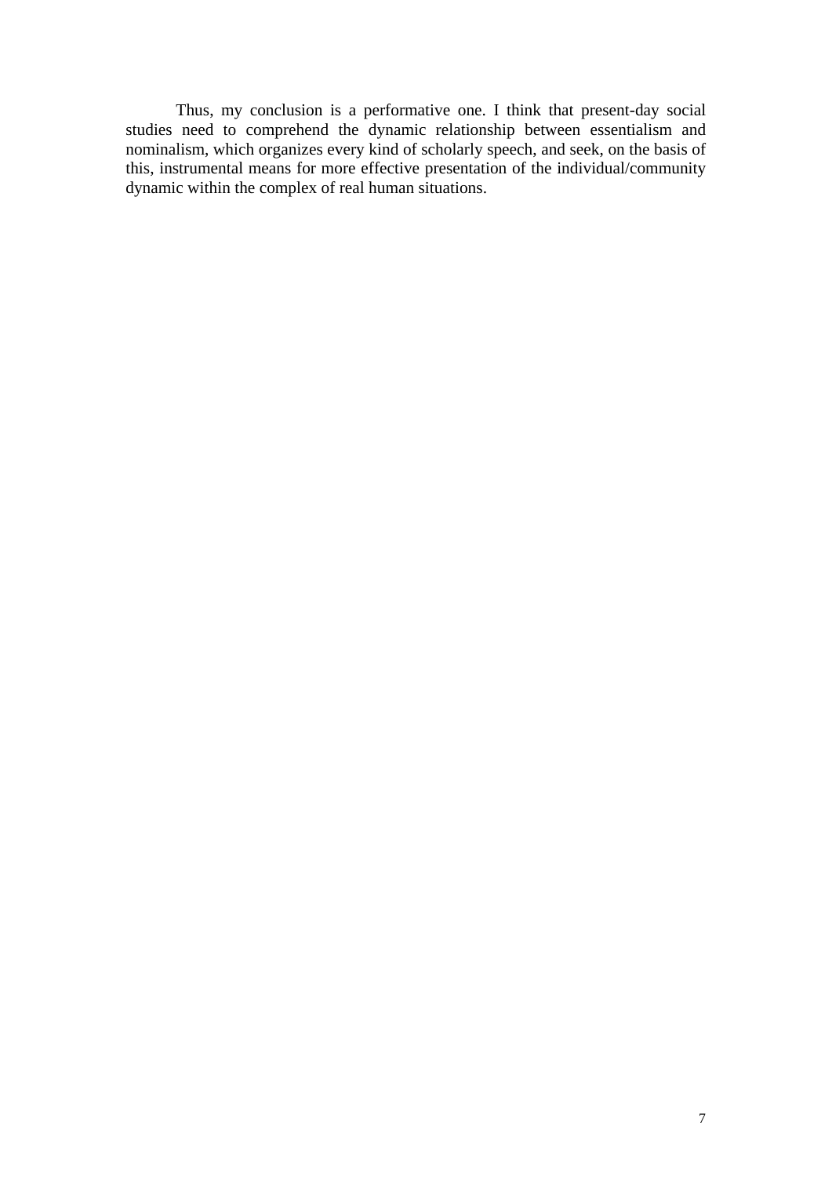Thus, my conclusion is a performative one. I think that present-day social studies need to comprehend the dynamic relationship between essentialism and nominalism, which organizes every kind of scholarly speech, and seek, on the basis of this, instrumental means for more effective presentation of the individual/community dynamic within the complex of real human situations.